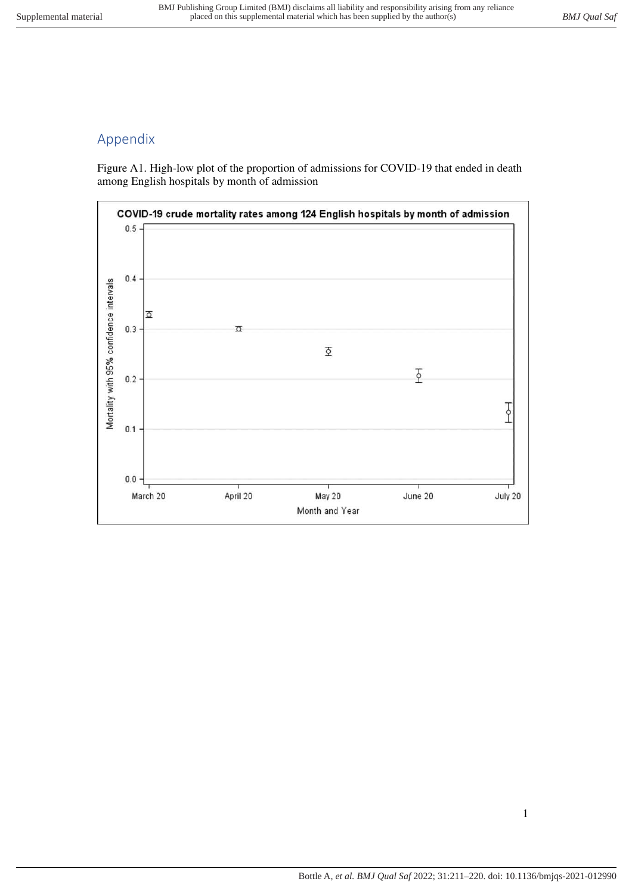# Appendix

Figure A1. High-low plot of the proportion of admissions for COVID-19 that ended in death among English hospitals by month of admission

COVID-19 crude mortality rates among 124 English hospitals by month of admission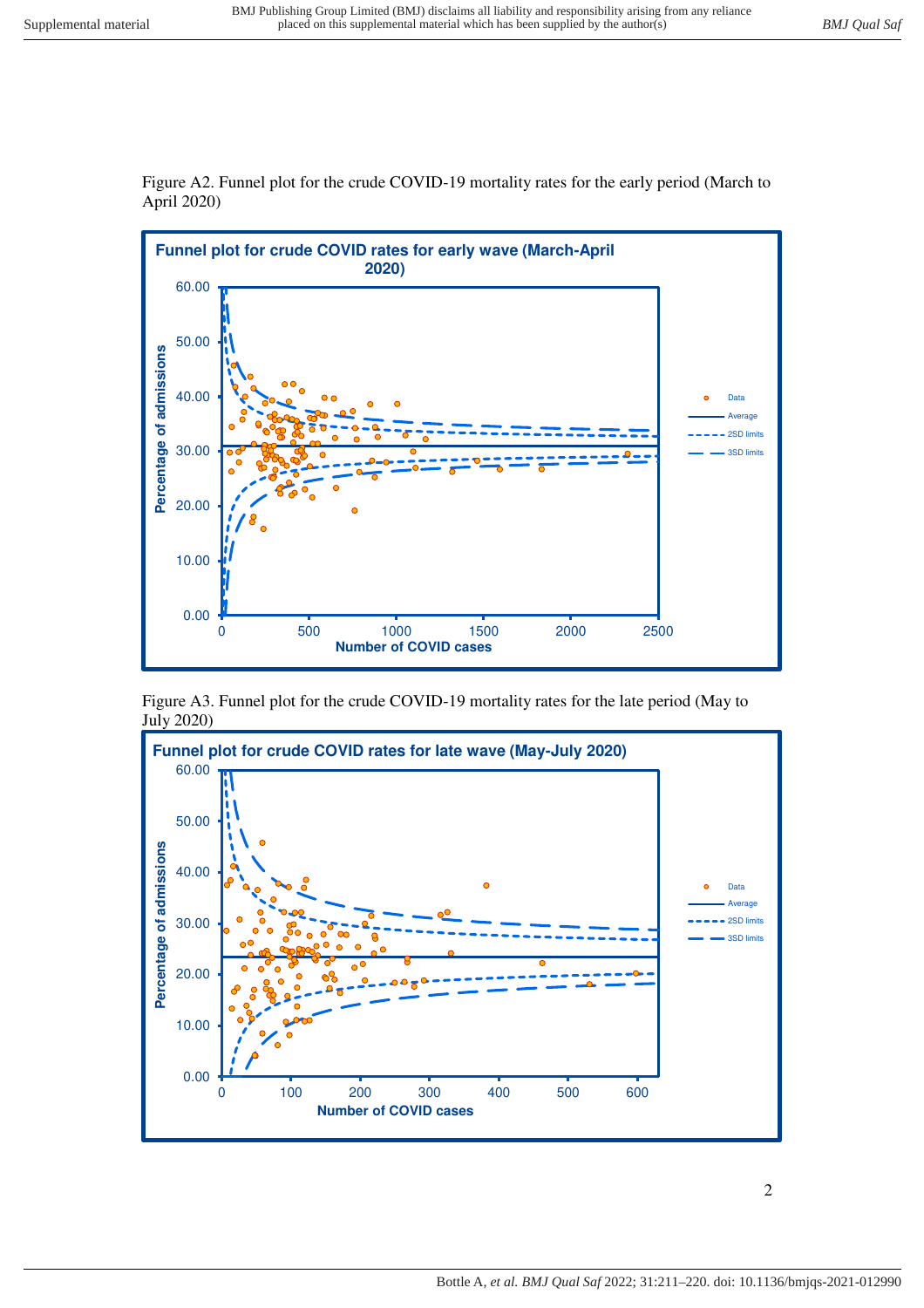Figure A2. Funnel plot for the crude COVID-19 mortality rates for the early period (March to April 2020)

Figure A3. Funnel plot for the crude COVID-19 mortality rates for the late period (May to July 2020)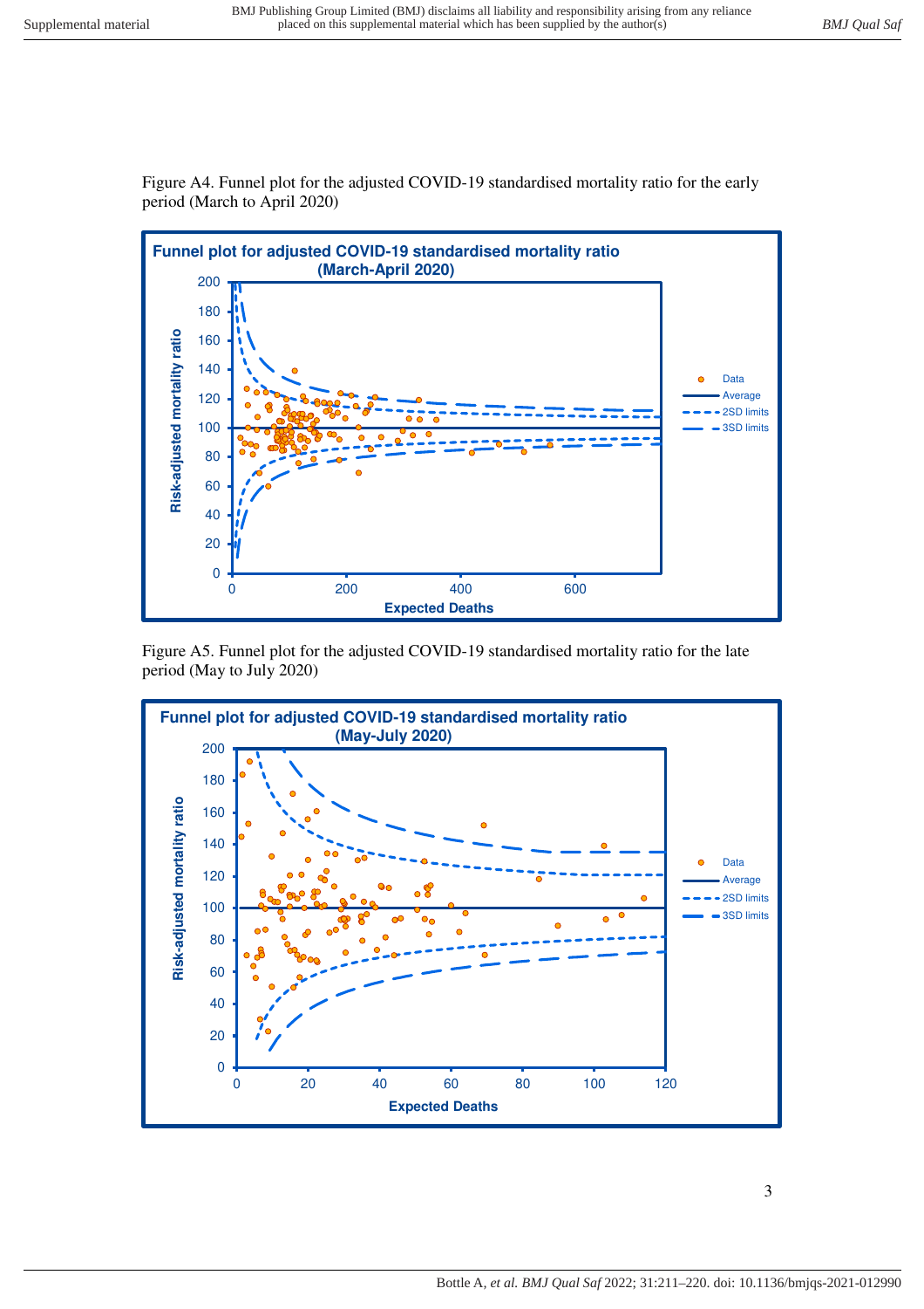Figure A4. Funnel plot for the adjusted COVID-19 standardised mortality ratio for the early period (March to April 2020)

Figure A5. Funnel plot for the adjusted COVID-19 standardised mortality ratio for the late period (May to July 2020)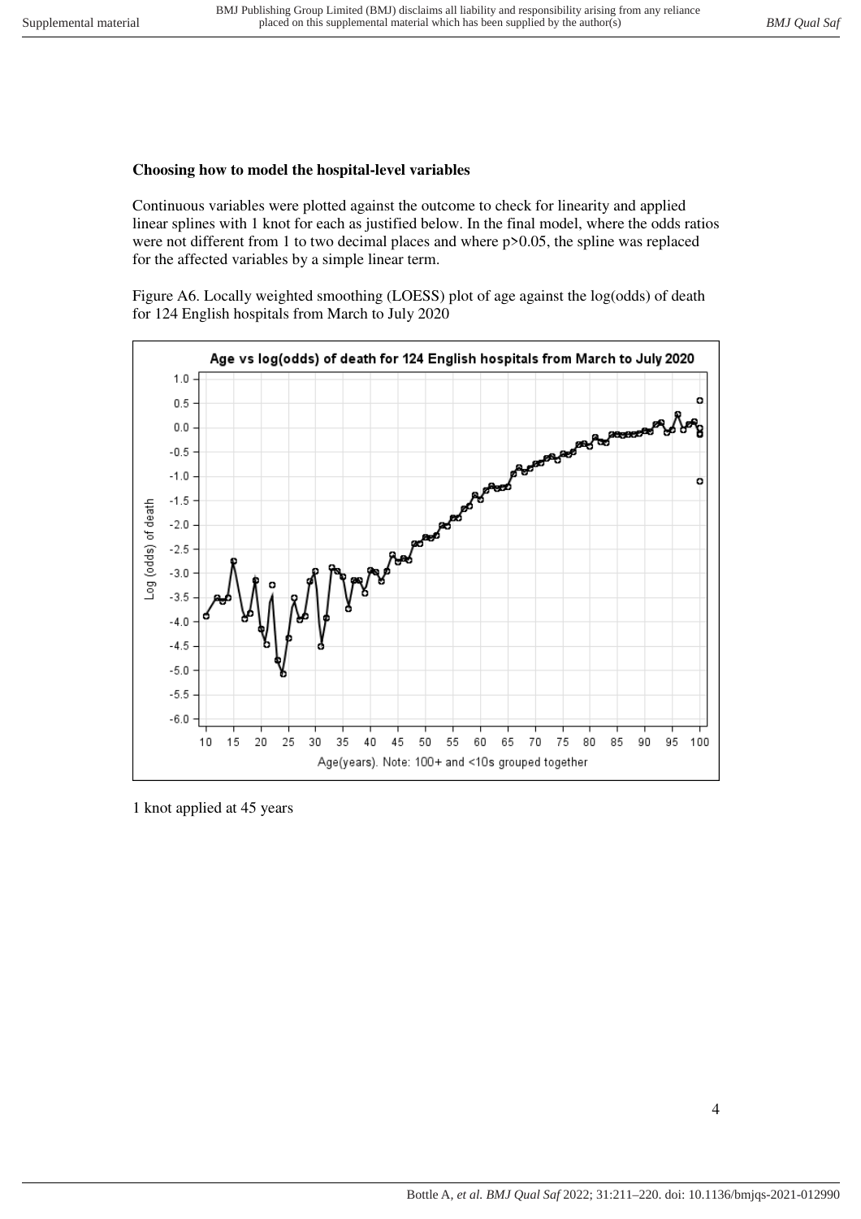**Choosing how to model the hospital-level variables**

Continuous variables were plotted against the outcome to check for linearity and applied linear splines with 1 knot for each as justified below. In the final model, where the odds ratios were not different from 1 to two decimal places and where $p>0.05$, the spline was replaced for the affected variables by a simple linear term.

Figure A6. Locally weighted smoothing (LOESS) plot of age against the log(odds) of death for 124 English hospitals from March to July 2020

1 knot applied at 45 years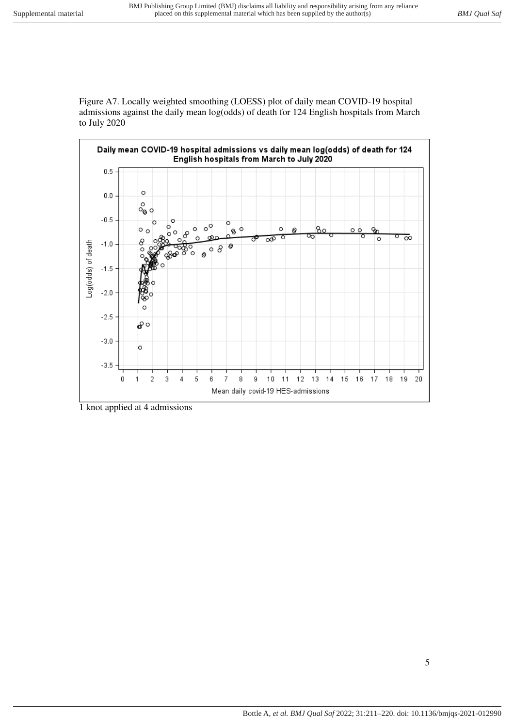Figure A7. Locally weighted smoothing (LOESS) plot of daily mean COVID-19 hospital admissions against the daily mean log(odds) of death for 124 English hospitals from March to July 2020

1 knot applied at 4 admissions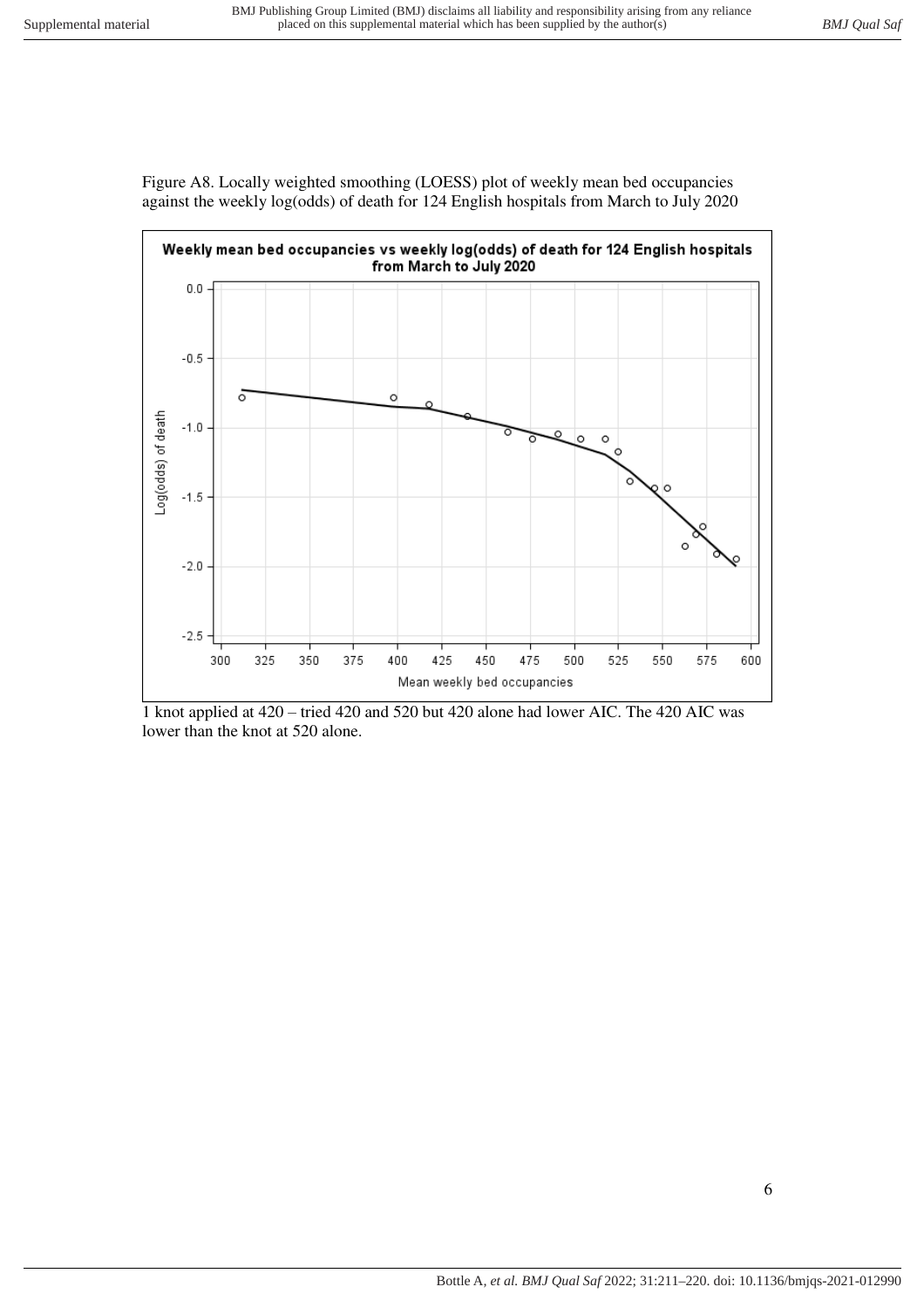Figure A8. Locally weighted smoothing (LOESS) plot of weekly mean bed occupancies against the weekly log(odds) of death for 124 English hospitals from March to July 2020

1 knot applied at 420 – tried 420 and 520 but 420 alone had lower AIC. The 420 AIC was lower than the knot at 520 alone.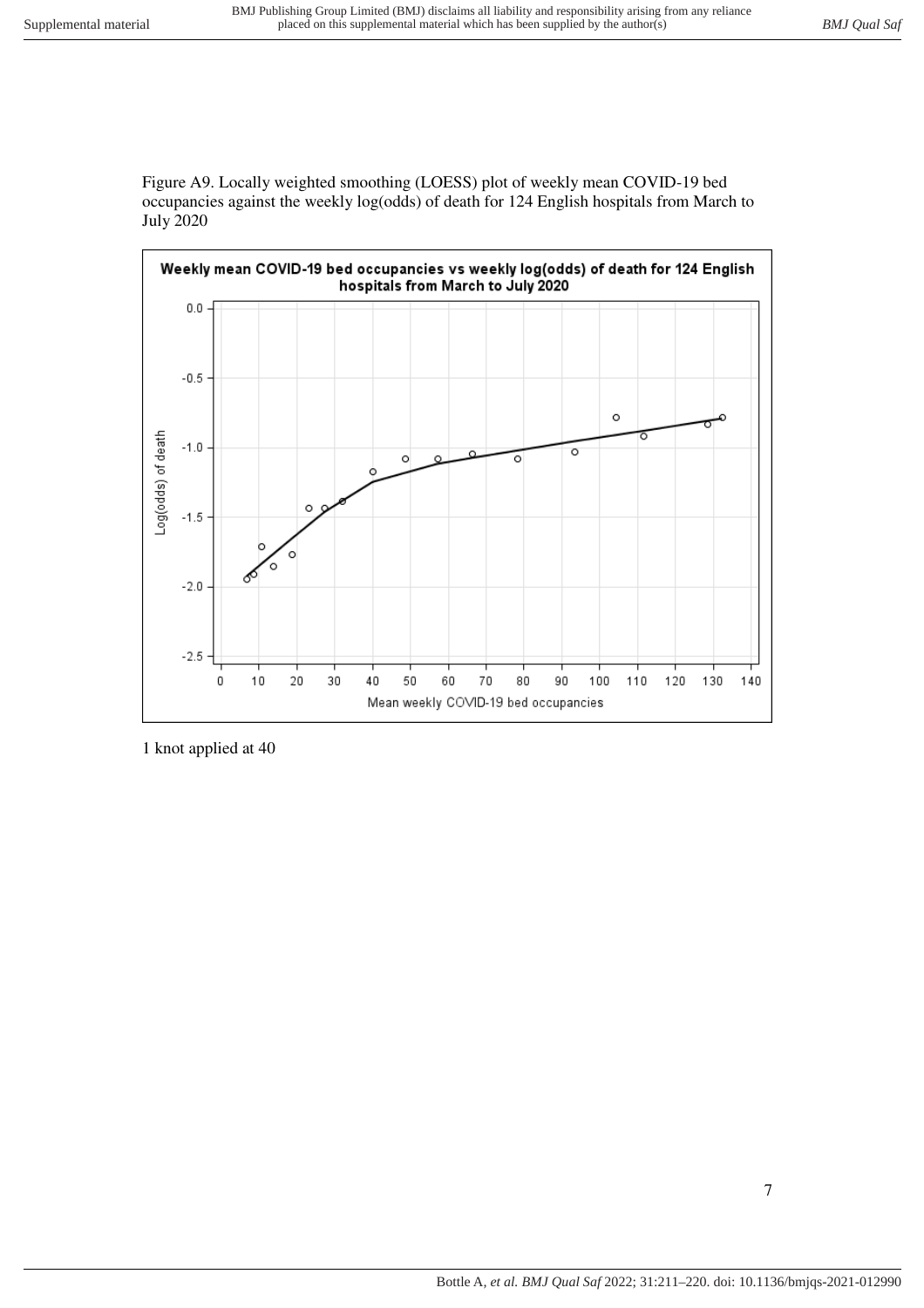Figure A9. Locally weighted smoothing (LOESS) plot of weekly mean COVID-19 bed occupancies against the weekly log(odds) of death for 124 English hospitals from March to July 2020

1 knot applied at 40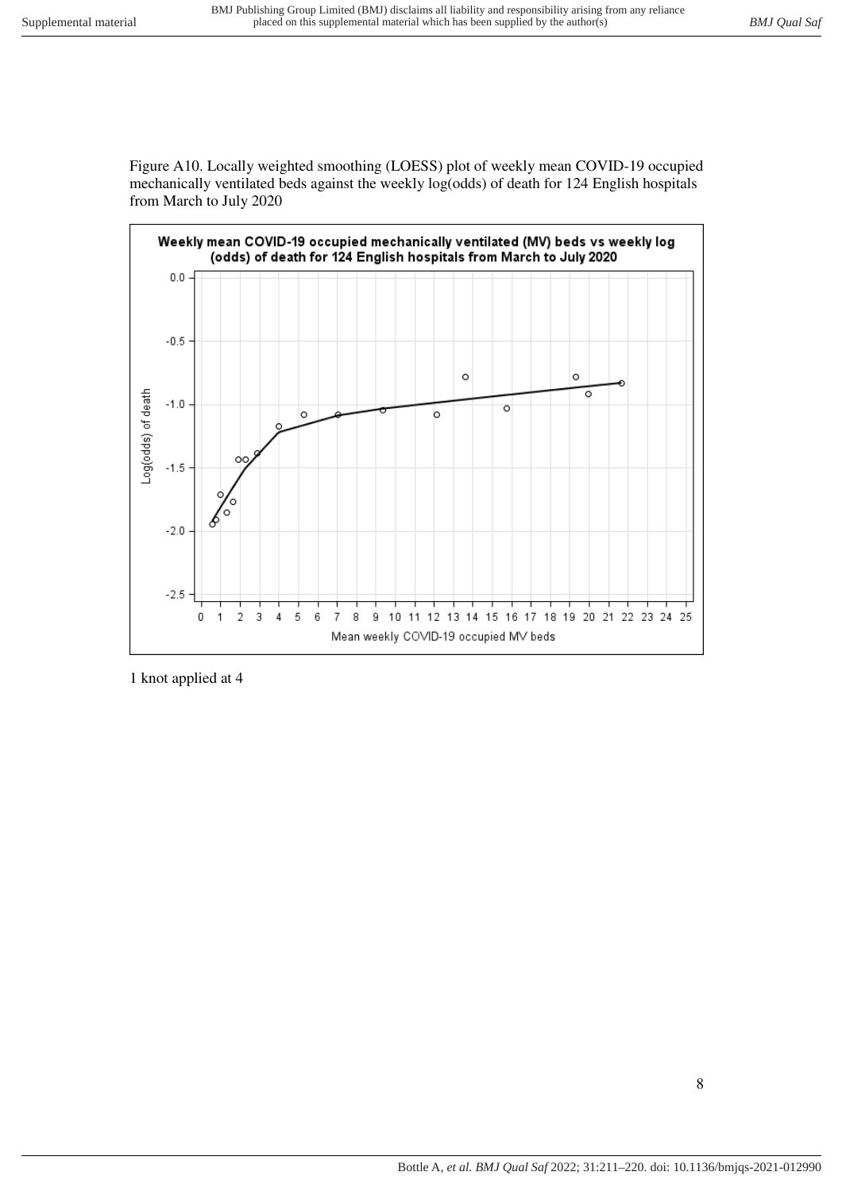Figure A10. Locally weighted smoothing (LOESS) plot of weekly mean COVID-19 occupied mechanically ventilated beds against the weekly log(odds) of death for 124 English hospitals from March to July 2020

1 knot applied at 4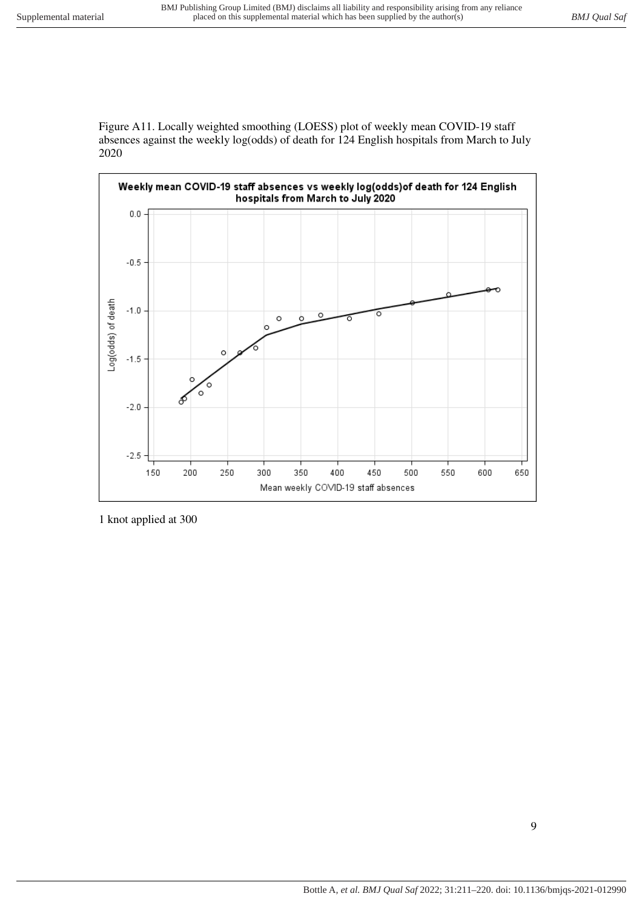Figure A11. Locally weighted smoothing (LOESS) plot of weekly mean COVID-19 staff absences against the weekly log(odds) of death for 124 English hospitals from March to July 2020

1 knot applied at 300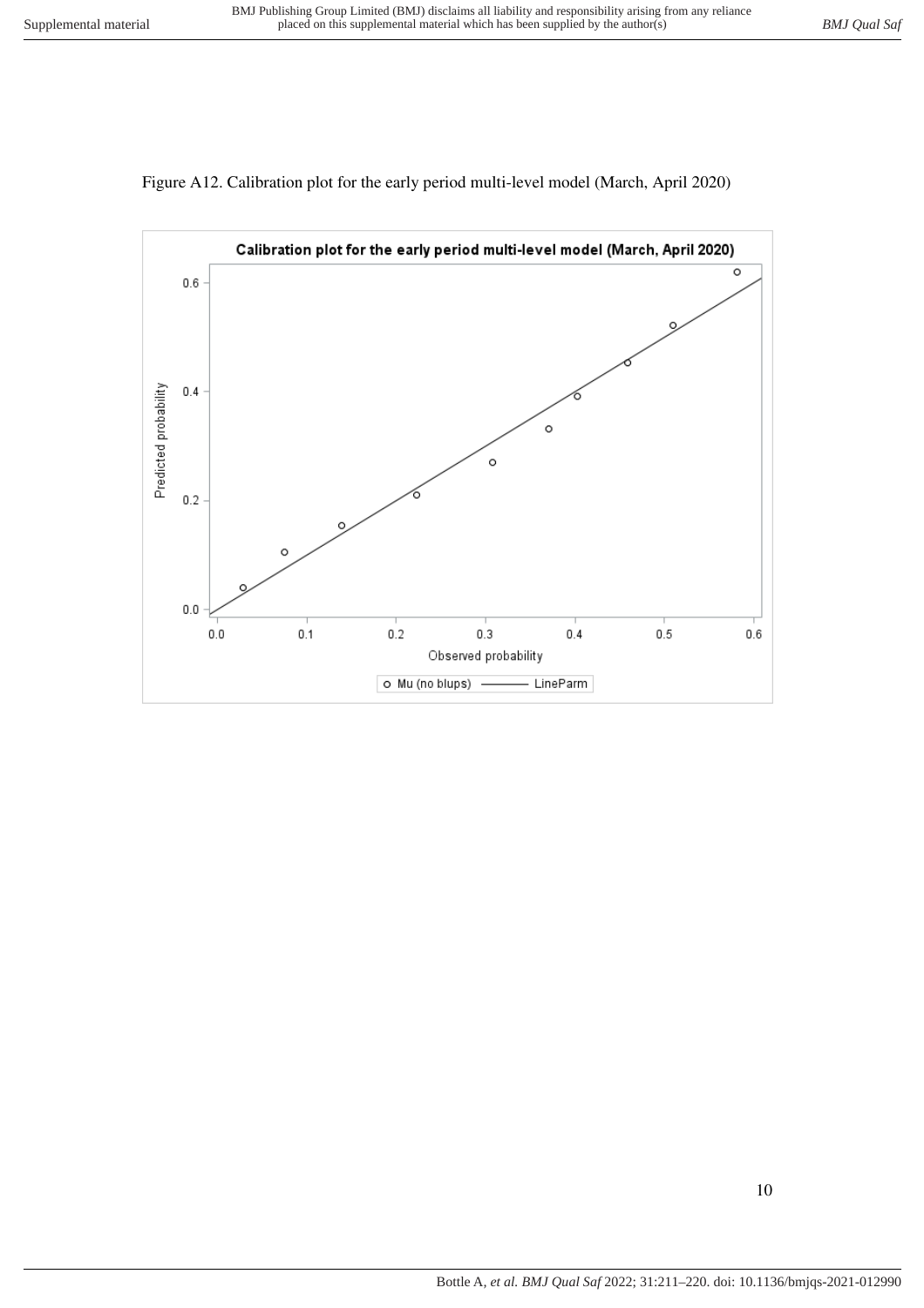Figure A12. Calibration plot for the early period multi-level model (March, April 2020)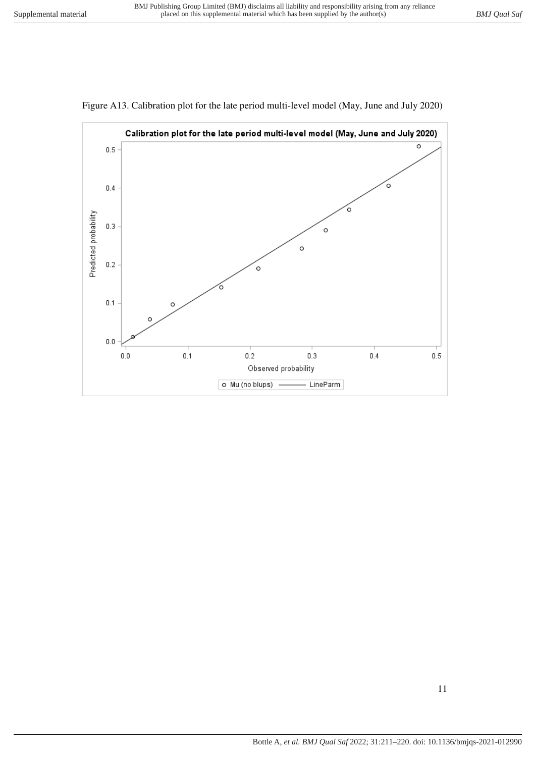Figure A13. Calibration plot for the late period multi-level model (May, June and July 2020)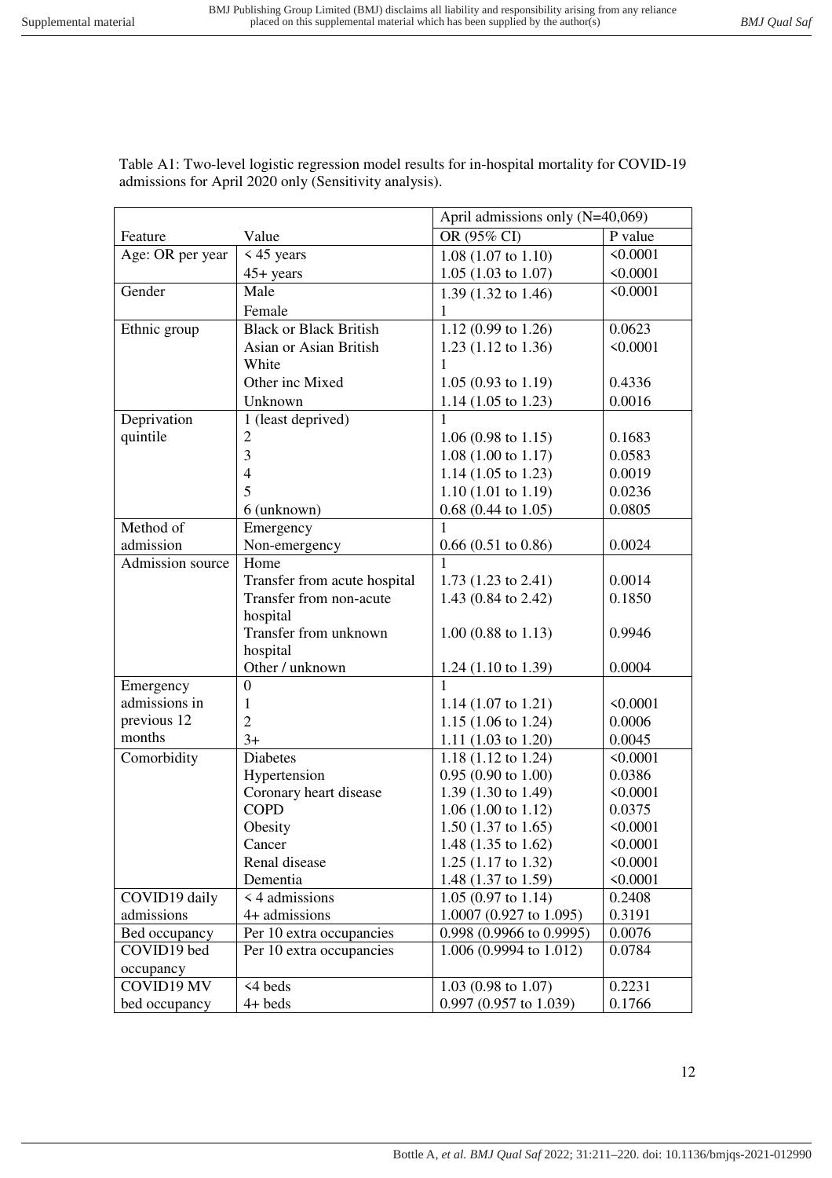Table A1: Two-level logistic regression model results for in-hospital mortality for COVID-19 admissions for April 2020 only (Sensitivity analysis).

| | | April admissions only (N=40,069) | |
|---|---|---|---|
| Feature | Value | OR (95% CI) | P value |
| Age: OR per year | < 45 years | 1.08 (1.07 to 1.10) | <0.0001 |
| | 45+ years | 1.05 (1.03 to 1.07) | <0.0001 |
| Gender | Male | 1.39 (1.32 to 1.46) | <0.0001 |
| | Female | 1 | |
| Ethnic group | Black or Black British | 1.12 (0.99 to 1.26) | 0.0623 |
| | Asian or Asian British | 1.23 (1.12 to 1.36) | <0.0001 |
| | White | 1 | |
| | Other inc Mixed | 1.05 (0.93 to 1.19) | 0.4336 |
| | Unknown | 1.14 (1.05 to 1.23) | 0.0016 |
| Deprivation quintile | 1 (least deprived) | 1 | |
| | 2 | 1.06 (0.98 to 1.15) | 0.1683 |
| | 3 | 1.08 (1.00 to 1.17) | 0.0583 |
| | 4 | 1.14 (1.05 to 1.23) | 0.0019 |
| | 5 | 1.10 (1.01 to 1.19) | 0.0236 |
| | 6 (unknown) | 0.68 (0.44 to 1.05) | 0.0805 |
| Method of admission | Emergency | 1 | |
| | Non-emergency | 0.66 (0.51 to 0.86) | 0.0024 |
| Admission source | Home | 1 | |
| | Transfer from acute hospital | 1.73 (1.23 to 2.41) | 0.0014 |
| | Transfer from non-acute hospital | 1.43 (0.84 to 2.42) | 0.1850 |
| | Transfer from unknown hospital | 1.00 (0.88 to 1.13) | 0.9946 |
| | Other / unknown | 1.24 (1.10 to 1.39) | 0.0004 |
| Emergency admissions in previous 12 months | 0 | 1 | |
| | 1 | 1.14 (1.07 to 1.21) | <0.0001 |
| | 2 | 1.15 (1.06 to 1.24) | 0.0006 |
| | 3+ | 1.11 (1.03 to 1.20) | 0.0045 |
| Comorbidity | Diabetes | 1.18 (1.12 to 1.24) | <0.0001 |
| | Hypertension | 0.95 (0.90 to 1.00) | 0.0386 |
| | Coronary heart disease | 1.39 (1.30 to 1.49) | <0.0001 |
| | COPD | 1.06 (1.00 to 1.12) | 0.0375 |
| | Obesity | 1.50 (1.37 to 1.65) | <0.0001 |
| | Cancer | 1.48 (1.35 to 1.62) | <0.0001 |
| | Renal disease | 1.25 (1.17 to 1.32) | <0.0001 |
| | Dementia | 1.48 (1.37 to 1.59) | <0.0001 |
| COVID19 daily admissions | < 4 admissions | 1.05 (0.97 to 1.14) | 0.2408 |
| | 4+ admissions | 1.0007 (0.927 to 1.095) | 0.3191 |
| Bed occupancy | Per 10 extra occupancies | 0.998 (0.9966 to 0.9995) | 0.0076 |
| COVID19 bed occupancy | Per 10 extra occupancies | 1.006 (0.9994 to 1.012) | 0.0784 |
| COVID19 MV bed occupancy | <4 beds | 1.03 (0.98 to 1.07) | 0.2231 |
| | 4+ beds | 0.997 (0.957 to 1.039) | 0.1766 |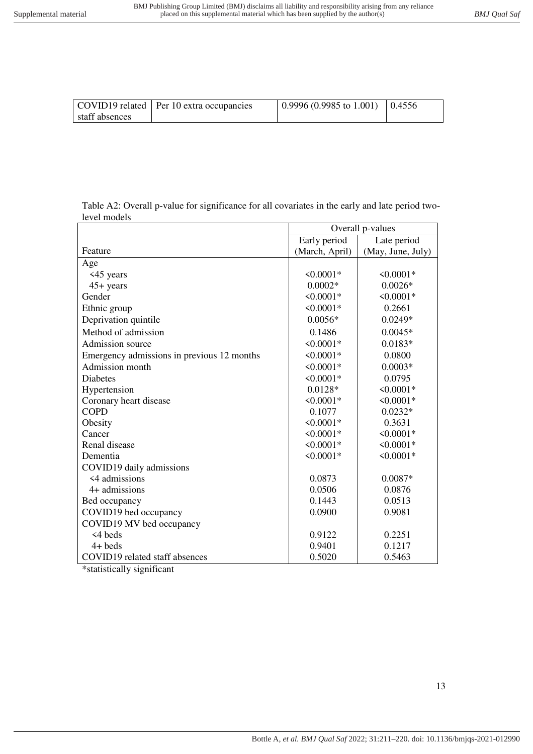| | | | |
|---|---|---|---|
| COVID19 related staff absences | Per 10 extra occupancies | 0.9996 (0.9985 to 1.001) | 0.4556 |

Table A2: Overall p-value for significance for all covariates in the early and late period two-level models

| | Overall p-values | |
|---|---|---|
| Feature | Early period (March, April) | Late period (May, June, July) |
| Age | | |
| <45 years | <0.0001* | <0.0001* |
| 45+ years | 0.0002* | 0.0026* |
| Gender | <0.0001* | <0.0001* |
| Ethnic group | <0.0001* | 0.2661 |
| Deprivation quintile | 0.0056* | 0.0249* |
| Method of admission | 0.1486 | 0.0045* |
| Admission source | <0.0001* | 0.0183* |
| Emergency admissions in previous 12 months | <0.0001* | 0.0800 |
| Admission month | <0.0001* | 0.0003* |
| Diabetes | <0.0001* | 0.0795 |
| Hypertension | 0.0128* | <0.0001* |
| Coronary heart disease | <0.0001* | <0.0001* |
| COPD | 0.1077 | 0.0232* |
| Obesity | <0.0001* | 0.3631 |
| Cancer | <0.0001* | <0.0001* |
| Renal disease | <0.0001* | <0.0001* |
| Dementia | <0.0001* | <0.0001* |
| COVID19 daily admissions | | |
| <4 admissions | 0.0873 | 0.0087* |
| 4+ admissions | 0.0506 | 0.0876 |
| Bed occupancy | 0.1443 | 0.0513 |
| COVID19 bed occupancy | 0.0900 | 0.9081 |
| COVID19 MV bed occupancy | | |
| <4 beds | 0.9122 | 0.2251 |
| 4+ beds | 0.9401 | 0.1217 |
| COVID19 related staff absences | 0.5020 | 0.5463 |

*statistically significant